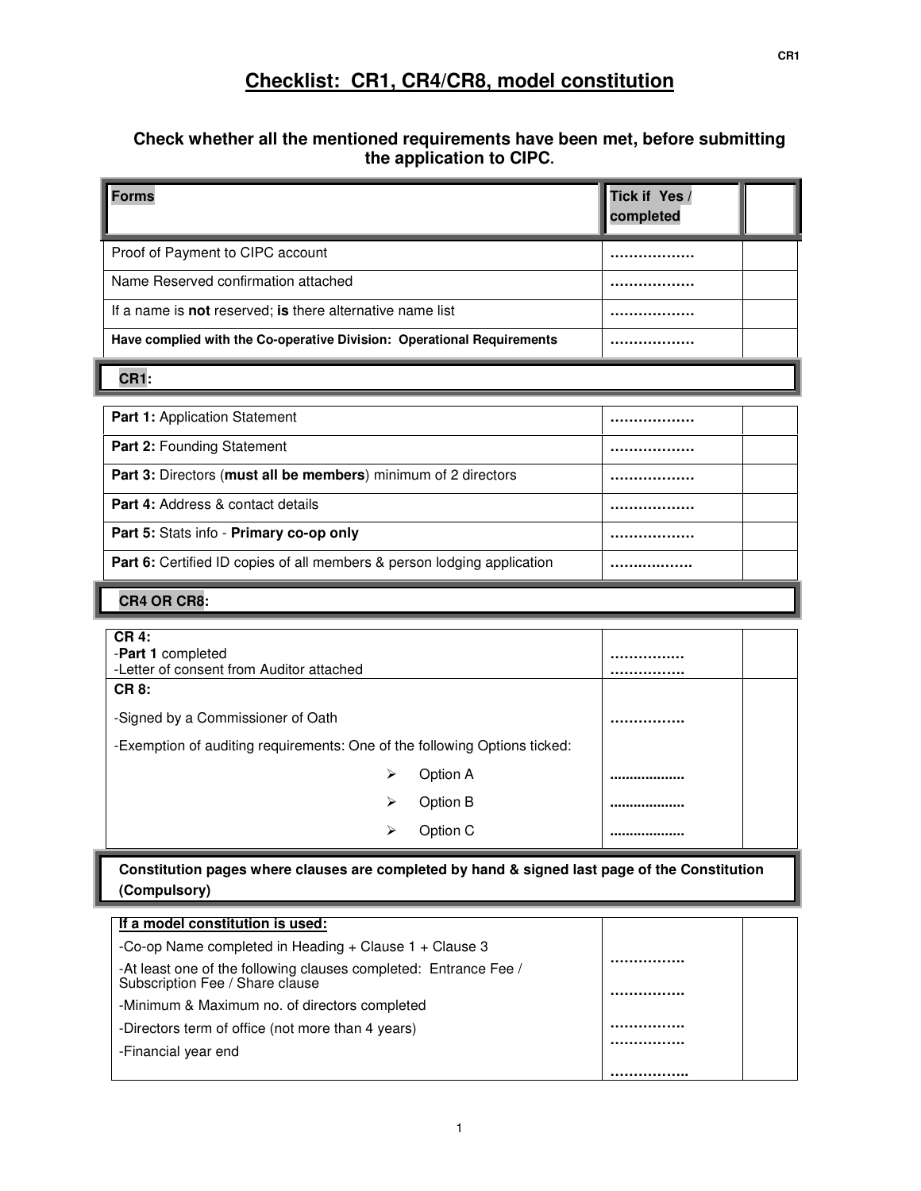# Checklist: CR1, CR4/CR8, model constitution

### Check whether all the mentioned requirements have been met, before submitting the application to CIPC.

| Forms | Tick if Yes / completed | |
|---|---|---|
| Proof of Payment to CIPC account | ……………… | |
| Name Reserved confirmation attached | ……………… | |
| If a name is **not** reserved; **is** there alternative name list | ……………… | |
| **Have complied with the Co-operative Division: Operational Requirements** | ……………… | |
| **CR1:** | | |
| **Part 1:** Application Statement | ……………… | |
| **Part 2:** Founding Statement | ……………… | |
| **Part 3:** Directors (**must all be members**) minimum of 2 directors | ……………… | |
| **Part 4:** Address & contact details | ……………… | |
| **Part 5:** Stats info - **Primary co-op only** | ……………… | |
| **Part 6:** Certified ID copies of all members & person lodging application | ……………… | |
| **CR4 OR CR8:** | | |
| **CR 4:**<br>-**Part 1** completed<br>-Letter of consent from Auditor attached | ……………<br>…………… | |
| **CR 8:**<br>-Signed by a Commissioner of Oath | …………… | |
| -Exemption of auditing requirements: One of the following Options ticked: | | |
| ➢ Option A | .................. | |
| ➢ Option B | .................. | |
| ➢ Option C | .................. | |
| **Constitution pages where clauses are completed by hand & signed last page of the Constitution (Compulsory)** | | |
| **If a model constitution is used:**<br>-Co-op Name completed in Heading + Clause 1 + Clause 3<br>-At least one of the following clauses completed: Entrance Fee / Subscription Fee / Share clause<br>-Minimum & Maximum no. of directors completed<br>-Directors term of office (not more than 4 years)<br>-Financial year end | ……………<br>……………<br>……………<br>……………<br>…………….. | |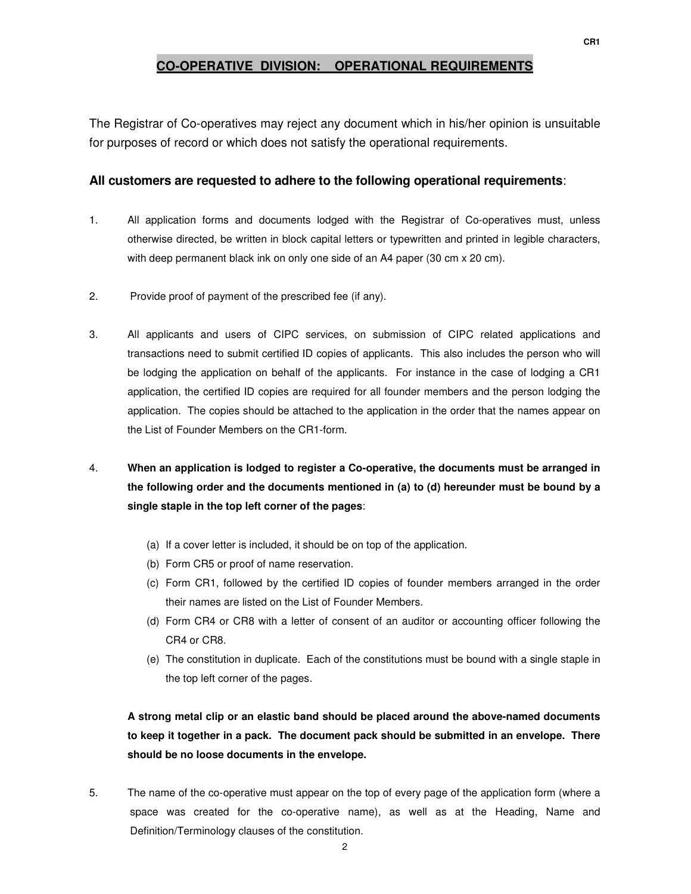## CO-OPERATIVE DIVISION: OPERATIONAL REQUIREMENTS

The Registrar of Co-operatives may reject any document which in his/her opinion is unsuitable for purposes of record or which does not satisfy the operational requirements.

**All customers are requested to adhere to the following operational requirements**:

1. All application forms and documents lodged with the Registrar of Co-operatives must, unless otherwise directed, be written in block capital letters or typewritten and printed in legible characters, with deep permanent black ink on only one side of an A4 paper (30 cm x 20 cm).

2. Provide proof of payment of the prescribed fee (if any).

3. All applicants and users of CIPC services, on submission of CIPC related applications and transactions need to submit certified ID copies of applicants. This also includes the person who will be lodging the application on behalf of the applicants. For instance in the case of lodging a CR1 application, the certified ID copies are required for all founder members and the person lodging the application. The copies should be attached to the application in the order that the names appear on the List of Founder Members on the CR1-form.

4. **When an application is lodged to register a Co-operative, the documents must be arranged in the following order and the documents mentioned in (a) to (d) hereunder must be bound by a single staple in the top left corner of the pages**:

   (a) If a cover letter is included, it should be on top of the application.
   (b) Form CR5 or proof of name reservation.
   (c) Form CR1, followed by the certified ID copies of founder members arranged in the order their names are listed on the List of Founder Members.
   (d) Form CR4 or CR8 with a letter of consent of an auditor or accounting officer following the CR4 or CR8.
   (e) The constitution in duplicate. Each of the constitutions must be bound with a single staple in the top left corner of the pages.

   **A strong metal clip or an elastic band should be placed around the above-named documents to keep it together in a pack. The document pack should be submitted in an envelope. There should be no loose documents in the envelope.**

5. The name of the co-operative must appear on the top of every page of the application form (where a space was created for the co-operative name), as well as at the Heading, Name and Definition/Terminology clauses of the constitution.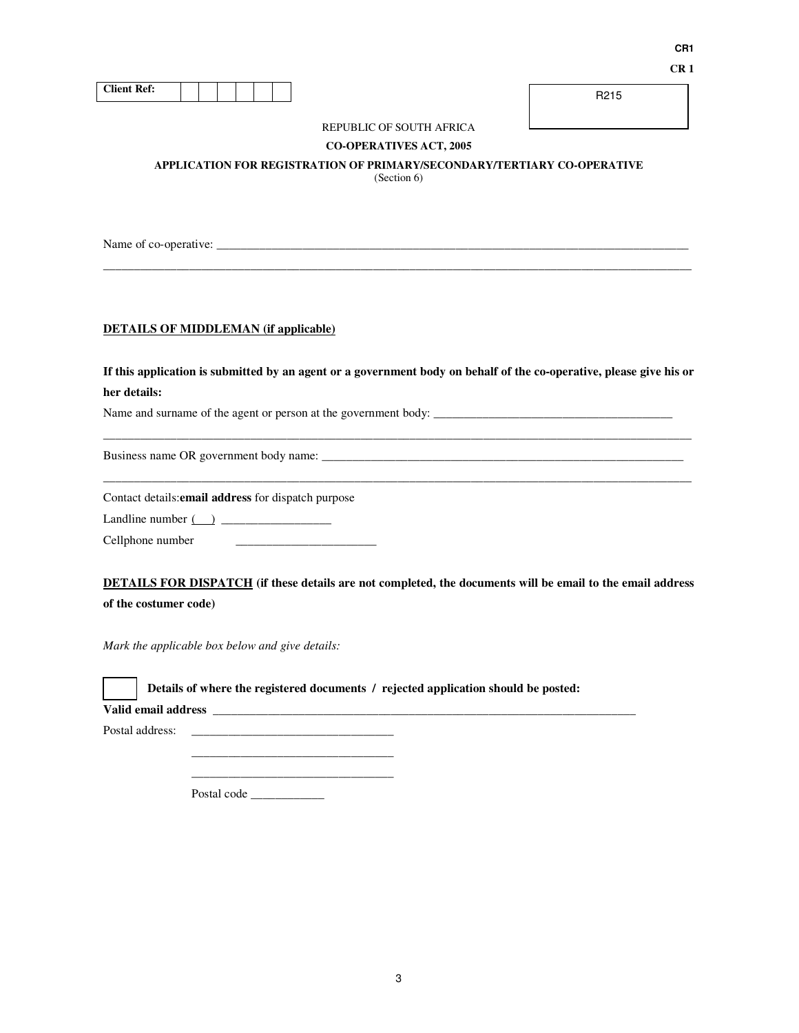CR1

CR 1

| Client Ref: | | | | | | |
|---|---|---|---|---|---|---|

R215

REPUBLIC OF SOUTH AFRICA

**CO-OPERATIVES ACT, 2005**

**APPLICATION FOR REGISTRATION OF PRIMARY/SECONDARY/TERTIARY CO-OPERATIVE**

(Section 6)

Name of co-operative: ________________________________________________________________________________

________________________________________________________________________________________________

**DETAILS OF MIDDLEMAN (if applicable)**

**If this application is submitted by an agent or a government body on behalf of the co-operative, please give his or her details:**

Name and surname of the agent or person at the government body: ________________________________________

________________________________________________________________________________________________

Business name OR government body name: ______________________________________________________________

________________________________________________________________________________________________

Contact details:**email address** for dispatch purpose

Landline number (___) __________________

Cellphone number _______________________

**DETAILS FOR DISPATCH (if these details are not completed, the documents will be email to the email address of the costumer code)**

*Mark the applicable box below and give details:*

☐ **Details of where the registered documents / rejected application should be posted:**

**Valid email address** ___________________________________________________________________________

Postal address: __________________________________

__________________________________

__________________________________

Postal code ____________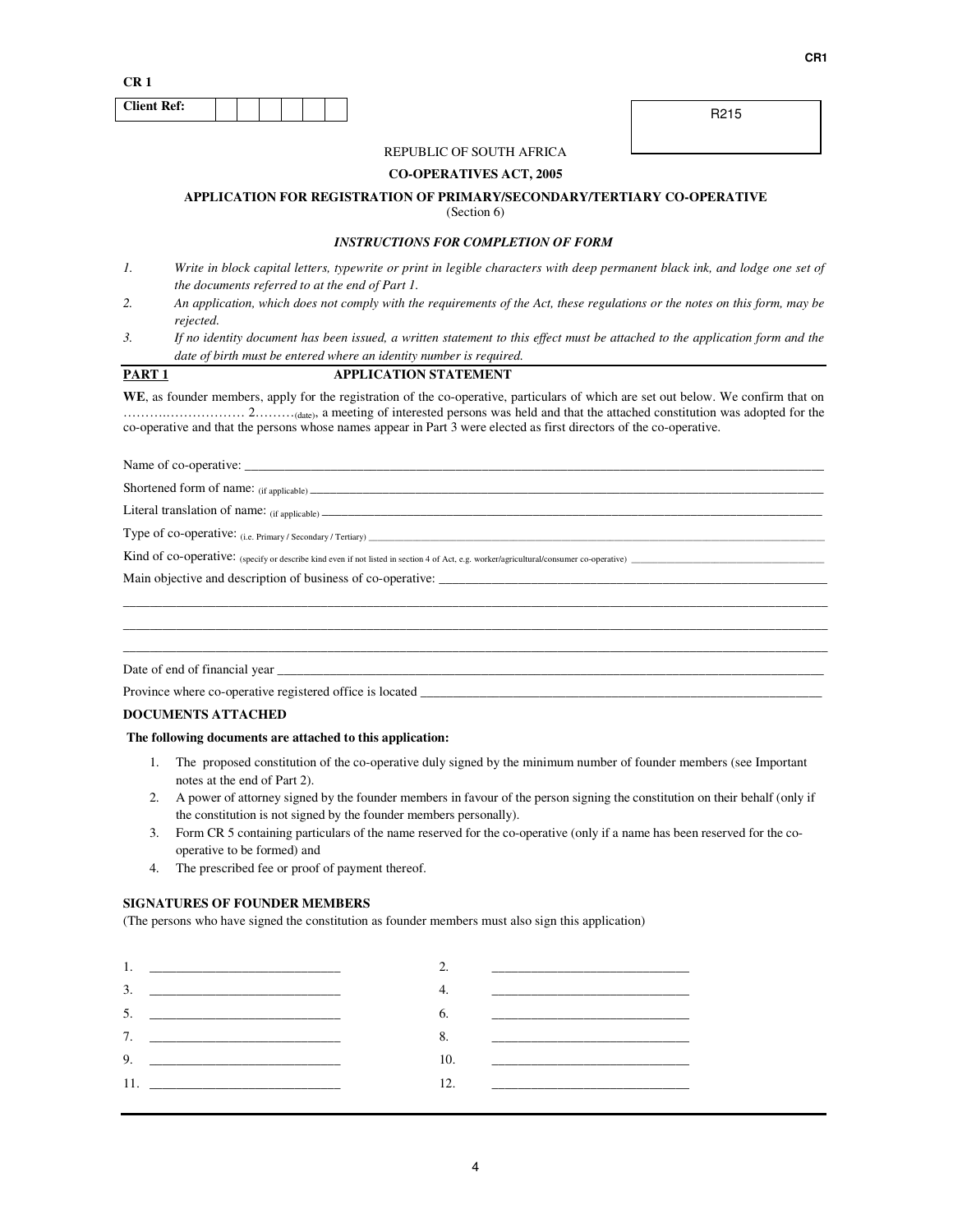CR 1

| Client Ref: | | | | | | |
|---|---|---|---|---|---|---|

R215

REPUBLIC OF SOUTH AFRICA

**CO-OPERATIVES ACT, 2005**

**APPLICATION FOR REGISTRATION OF PRIMARY/SECONDARY/TERTIARY CO-OPERATIVE**
(Section 6)

***INSTRUCTIONS FOR COMPLETION OF FORM***

1. *Write in block capital letters, typewrite or print in legible characters with deep permanent black ink, and lodge one set of the documents referred to at the end of Part 1.*
2. *An application, which does not comply with the requirements of the Act, these regulations or the notes on this form, may be rejected.*
3. *If no identity document has been issued, a written statement to this effect must be attached to the application form and the date of birth must be entered where an identity number is required.*

**PART 1 APPLICATION STATEMENT**

**WE**, as founder members, apply for the registration of the co-operative, particulars of which are set out below. We confirm that on ……….……………… 2………(date), a meeting of interested persons was held and that the attached constitution was adopted for the co-operative and that the persons whose names appear in Part 3 were elected as first directors of the co-operative.

Name of co-operative: ______________________________

Shortened form of name: (if applicable) ______________________________

Literal translation of name: (if applicable) ______________________________

Type of co-operative: (i.e. Primary / Secondary / Tertiary) ______________________________

Kind of co-operative: (specify or describe kind even if not listed in section 4 of Act, e.g. worker/agricultural/consumer co-operative) ______________________________

Main objective and description of business of co-operative: ______________________________

______________________________

______________________________

______________________________

Date of end of financial year ______________________________

Province where co-operative registered office is located ______________________________

**DOCUMENTS ATTACHED**

**The following documents are attached to this application:**

1. The proposed constitution of the co-operative duly signed by the minimum number of founder members (see Important notes at the end of Part 2).
2. A power of attorney signed by the founder members in favour of the person signing the constitution on their behalf (only if the constitution is not signed by the founder members personally).
3. Form CR 5 containing particulars of the name reserved for the co-operative (only if a name has been reserved for the co-operative to be formed) and
4. The prescribed fee or proof of payment thereof.

**SIGNATURES OF FOUNDER MEMBERS**

(The persons who have signed the constitution as founder members must also sign this application)

1. ____________________ 2. ____________________
3. ____________________ 4. ____________________
5. ____________________ 6. ____________________
7. ____________________ 8. ____________________
9. ____________________ 10. ____________________
11. ____________________ 12. ____________________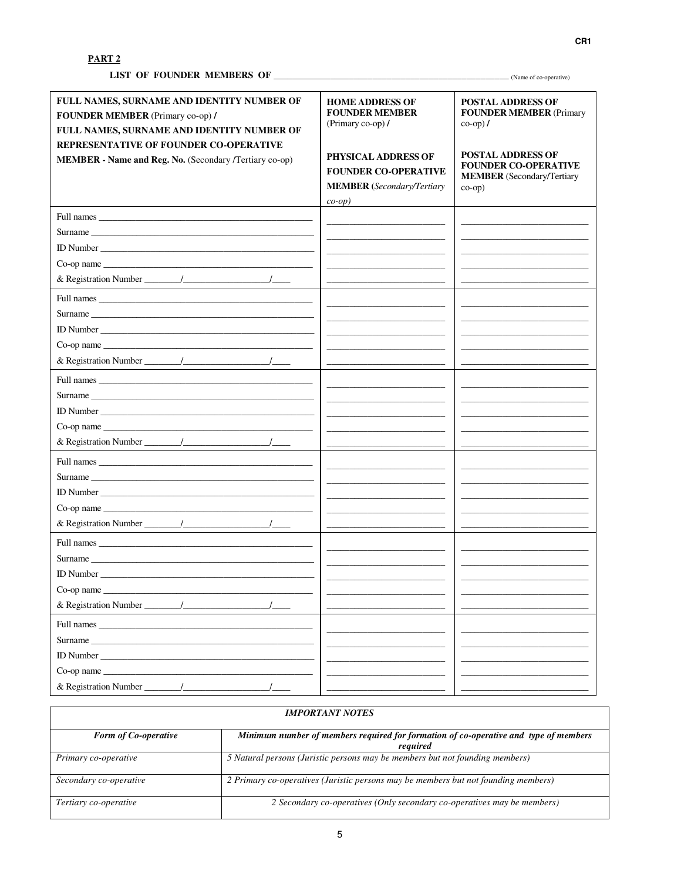CR1

**PART 2**

**LIST OF FOUNDER MEMBERS OF** ________________________________________ (Name of co-operative)

| **FULL NAMES, SURNAME AND IDENTITY NUMBER OF FOUNDER MEMBER** (Primary co-op) **/** **FULL NAMES, SURNAME AND IDENTITY NUMBER OF REPRESENTATIVE OF FOUNDER CO-OPERATIVE MEMBER - Name and Reg. No.** (Secondary /Tertiary co-op) | **HOME ADDRESS OF FOUNDER MEMBER** (Primary co-op) **/** **PHYSICAL ADDRESS OF FOUNDER CO-OPERATIVE MEMBER** (*Secondary/Tertiary co-op*) | **POSTAL ADDRESS OF FOUNDER MEMBER** (Primary co-op) **/** **POSTAL ADDRESS OF FOUNDER CO-OPERATIVE MEMBER** (Secondary/Tertiary co-op) |
|---|---|---|
| Full names ____________<br>Surname ____________<br>ID Number ____________<br>Co-op name ____________<br>& Registration Number ____/________/__ | ____________<br>____________<br>____________<br>____________<br>____________ | ____________<br>____________<br>____________<br>____________<br>____________ |
| Full names ____________<br>Surname ____________<br>ID Number ____________<br>Co-op name ____________<br>& Registration Number ____/________/__ | ____________<br>____________<br>____________<br>____________<br>____________ | ____________<br>____________<br>____________<br>____________<br>____________ |
| Full names ____________<br>Surname ____________<br>ID Number ____________<br>Co-op name ____________<br>& Registration Number ____/________/__ | ____________<br>____________<br>____________<br>____________<br>____________ | ____________<br>____________<br>____________<br>____________<br>____________ |
| Full names ____________<br>Surname ____________<br>ID Number ____________<br>Co-op name ____________<br>& Registration Number ____/________/__ | ____________<br>____________<br>____________<br>____________<br>____________ | ____________<br>____________<br>____________<br>____________<br>____________ |
| Full names ____________<br>Surname ____________<br>ID Number ____________<br>Co-op name ____________<br>& Registration Number ____/________/__ | ____________<br>____________<br>____________<br>____________<br>____________ | ____________<br>____________<br>____________<br>____________<br>____________ |
| Full names ____________<br>Surname ____________<br>ID Number ____________<br>Co-op name ____________<br>& Registration Number ____/________/__ | ____________<br>____________<br>____________<br>____________<br>____________ | ____________<br>____________<br>____________<br>____________<br>____________ |

| ***IMPORTANT NOTES*** | |
|---|---|
| ***Form of Co-operative*** | ***Minimum number of members required for formation of co-operative and type of members required*** |
| *Primary co-operative* | *5 Natural persons (Juristic persons may be members but not founding members)* |
| *Secondary co-operative* | *2 Primary co-operatives (Juristic persons may be members but not founding members)* |
| *Tertiary co-operative* | *2 Secondary co-operatives (Only secondary co-operatives may be members)* |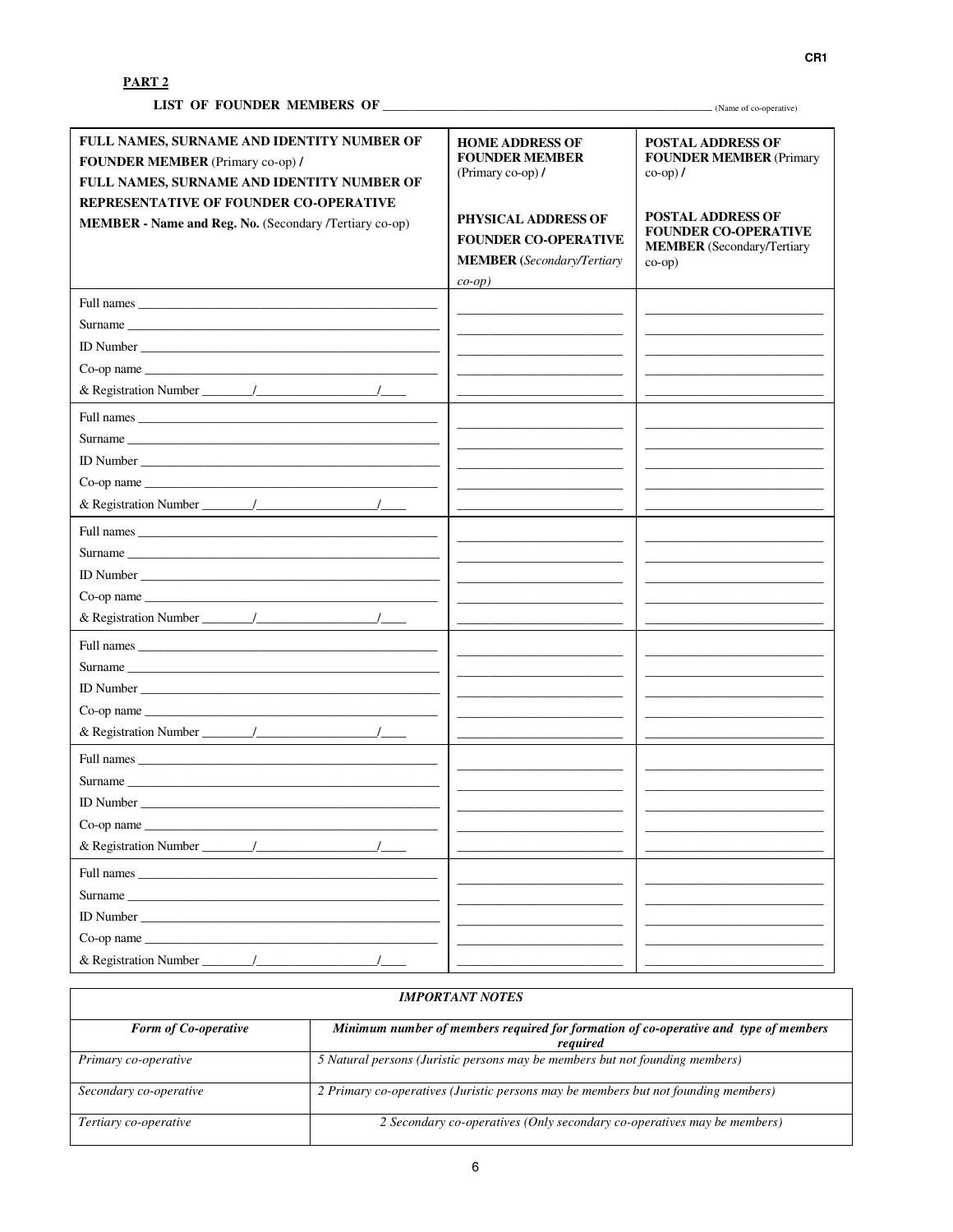CR1

**PART 2**

**LIST OF FOUNDER MEMBERS OF** ______________________________ (Name of co-operative)

| **FULL NAMES, SURNAME AND IDENTITY NUMBER OF FOUNDER MEMBER** (Primary co-op) **/** **FULL NAMES, SURNAME AND IDENTITY NUMBER OF REPRESENTATIVE OF FOUNDER CO-OPERATIVE MEMBER - Name and Reg. No.** (Secondary /Tertiary co-op) | **HOME ADDRESS OF FOUNDER MEMBER** (Primary co-op) **/** **PHYSICAL ADDRESS OF FOUNDER CO-OPERATIVE MEMBER** (*Secondary/Tertiary co-op*) | **POSTAL ADDRESS OF FOUNDER MEMBER** (Primary co-op) **/** **POSTAL ADDRESS OF FOUNDER CO-OPERATIVE MEMBER** (Secondary/Tertiary co-op) |
|---|---|---|
| Full names ______<br>Surname ______<br>ID Number ______<br>Co-op name ______<br>& Registration Number ____/________/__ | | |
| Full names ______<br>Surname ______<br>ID Number ______<br>Co-op name ______<br>& Registration Number ____/________/__ | | |
| Full names ______<br>Surname ______<br>ID Number ______<br>Co-op name ______<br>& Registration Number ____/________/__ | | |
| Full names ______<br>Surname ______<br>ID Number ______<br>Co-op name ______<br>& Registration Number ____/________/__ | | |
| Full names ______<br>Surname ______<br>ID Number ______<br>Co-op name ______<br>& Registration Number ____/________/__ | | |
| Full names ______<br>Surname ______<br>ID Number ______<br>Co-op name ______<br>& Registration Number ____/________/__ | | |

| ***IMPORTANT NOTES*** | |
|---|---|
| ***Form of Co-operative*** | ***Minimum number of members required for formation of co-operative and type of members required*** |
| *Primary co-operative* | *5 Natural persons (Juristic persons may be members but not founding members)* |
| *Secondary co-operative* | *2 Primary co-operatives (Juristic persons may be members but not founding members)* |
| *Tertiary co-operative* | *2 Secondary co-operatives (Only secondary co-operatives may be members)* |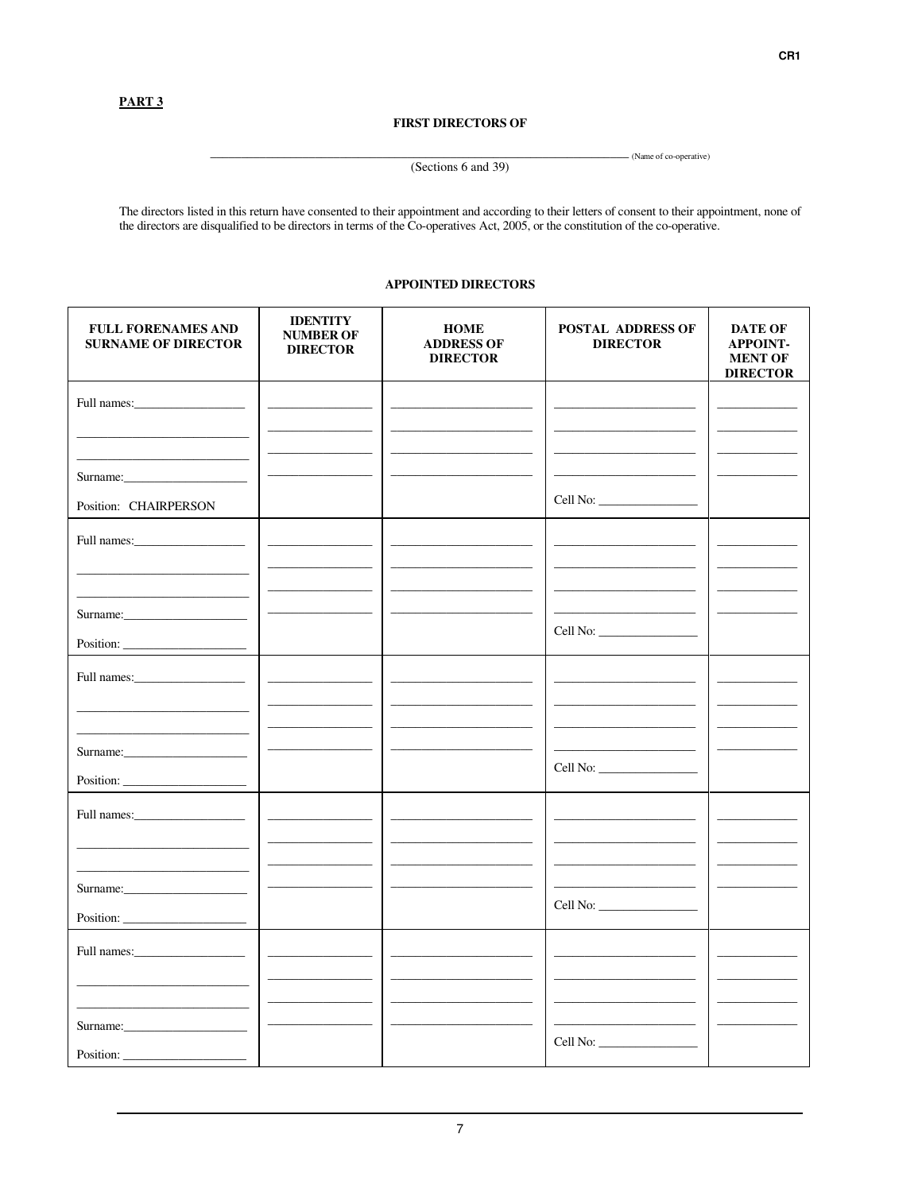**PART 3**

**FIRST DIRECTORS OF**

\_\_\_\_\_\_\_\_\_\_\_\_\_\_\_\_\_\_\_\_\_\_\_\_\_\_\_\_\_\_\_\_\_\_\_\_\_\_\_\_\_\_\_\_\_\_\_\_\_\_\_\_\_\_\_\_\_\_\_\_ (Name of co-operative)
(Sections 6 and 39)

The directors listed in this return have consented to their appointment and according to their letters of consent to their appointment, none of the directors are disqualified to be directors in terms of the Co-operatives Act, 2005, or the constitution of the co-operative.

**APPOINTED DIRECTORS**

| FULL FORENAMES AND SURNAME OF DIRECTOR | IDENTITY NUMBER OF DIRECTOR | HOME ADDRESS OF DIRECTOR | POSTAL ADDRESS OF DIRECTOR | DATE OF APPOINT-MENT OF DIRECTOR |
|---|---|---|---|---|
| Full names:\_\_\_\_\_\_\_\_\_\_ <br> \_\_\_\_\_\_\_\_\_\_\_\_\_\_ <br> \_\_\_\_\_\_\_\_\_\_\_\_\_\_ <br> Surname:\_\_\_\_\_\_\_\_\_\_ <br> Position: CHAIRPERSON | | | Cell No: \_\_\_\_\_\_\_\_ | |
| Full names:\_\_\_\_\_\_\_\_\_\_ <br> \_\_\_\_\_\_\_\_\_\_\_\_\_\_ <br> \_\_\_\_\_\_\_\_\_\_\_\_\_\_ <br> Surname:\_\_\_\_\_\_\_\_\_\_ <br> Position: \_\_\_\_\_\_\_\_\_\_ | | | Cell No: \_\_\_\_\_\_\_\_ | |
| Full names:\_\_\_\_\_\_\_\_\_\_ <br> \_\_\_\_\_\_\_\_\_\_\_\_\_\_ <br> \_\_\_\_\_\_\_\_\_\_\_\_\_\_ <br> Surname:\_\_\_\_\_\_\_\_\_\_ <br> Position: \_\_\_\_\_\_\_\_\_\_ | | | Cell No: \_\_\_\_\_\_\_\_ | |
| Full names:\_\_\_\_\_\_\_\_\_\_ <br> \_\_\_\_\_\_\_\_\_\_\_\_\_\_ <br> \_\_\_\_\_\_\_\_\_\_\_\_\_\_ <br> Surname:\_\_\_\_\_\_\_\_\_\_ <br> Position: \_\_\_\_\_\_\_\_\_\_ | | | Cell No: \_\_\_\_\_\_\_\_ | |
| Full names:\_\_\_\_\_\_\_\_\_\_ <br> \_\_\_\_\_\_\_\_\_\_\_\_\_\_ <br> \_\_\_\_\_\_\_\_\_\_\_\_\_\_ <br> Surname:\_\_\_\_\_\_\_\_\_\_ <br> Position: \_\_\_\_\_\_\_\_\_\_ | | | Cell No: \_\_\_\_\_\_\_\_ | |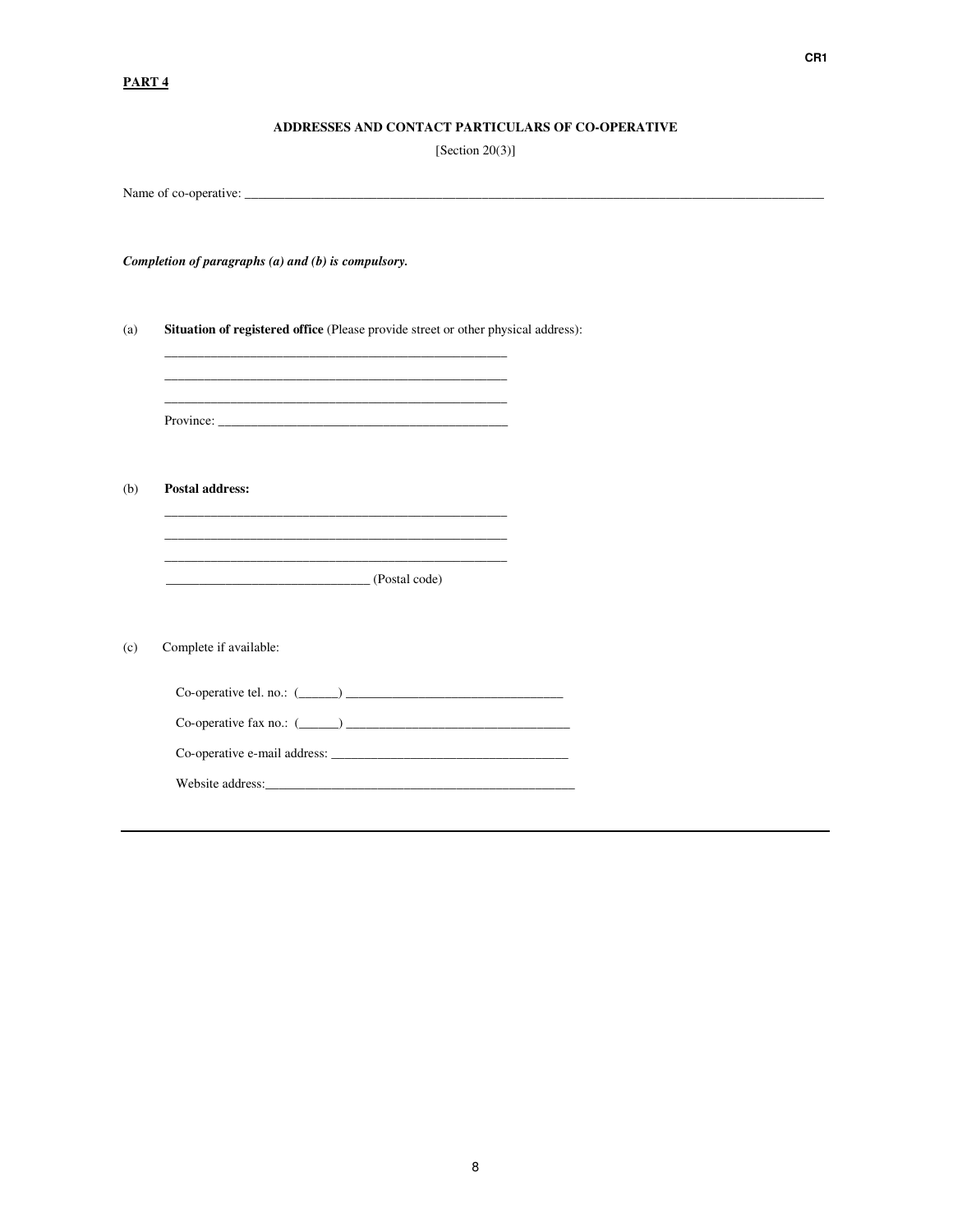**PART 4**

**ADDRESSES AND CONTACT PARTICULARS OF CO-OPERATIVE**

[Section 20(3)]

Name of co-operative: ______________________________________________________________________________________

***Completion of paragraphs (a) and (b) is compulsory.***

(a) **Situation of registered office** (Please provide street or other physical address):

_____________________________________________________

_____________________________________________________

_____________________________________________________

Province: ____________________________________________

(b) **Postal address:**

_____________________________________________________

_____________________________________________________

_____________________________________________________

______________________________ (Postal code)

(c) Complete if available:

Co-operative tel. no.: (______) _________________________________

Co-operative fax no.: (______) __________________________________

Co-operative e-mail address: ___________________________________

Website address:_______________________________________________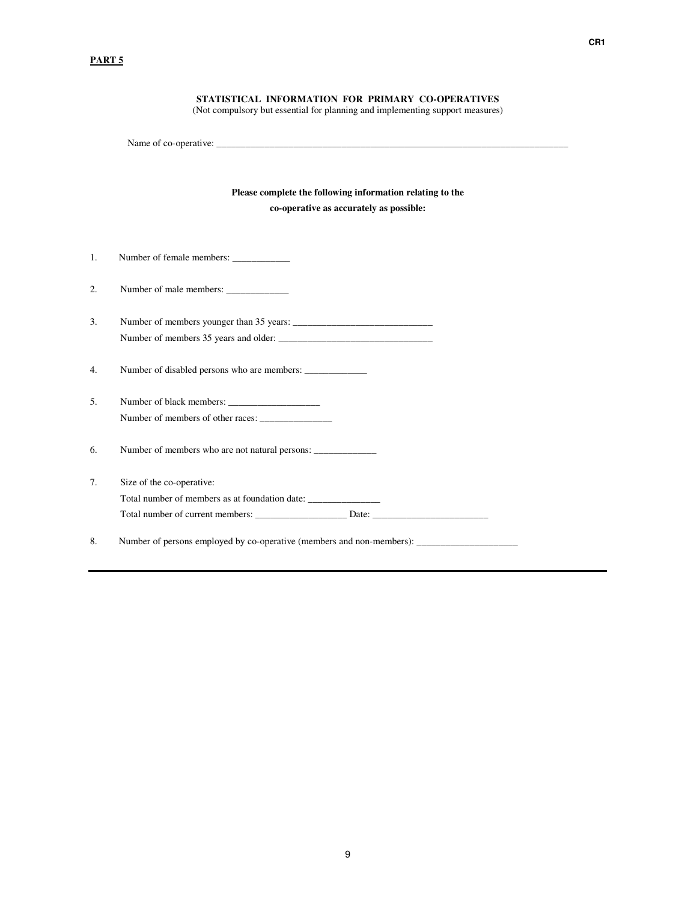**PART 5**

**STATISTICAL INFORMATION FOR PRIMARY CO-OPERATIVES**
(Not compulsory but essential for planning and implementing support measures)

Name of co-operative: ______________________________________________________________________________

**Please complete the following information relating to the co-operative as accurately as possible:**

1. Number of female members: ____________

2. Number of male members: _____________

3. Number of members younger than 35 years: _____________________________
   Number of members 35 years and older: ________________________________

4. Number of disabled persons who are members: _____________

5. Number of black members: ___________________
   Number of members of other races: _______________

6. Number of members who are not natural persons: _____________

7. Size of the co-operative:
   Total number of members as at foundation date: _______________
   Total number of current members: ___________________ Date: ________________________

8. Number of persons employed by co-operative (members and non-members): _____________________

---